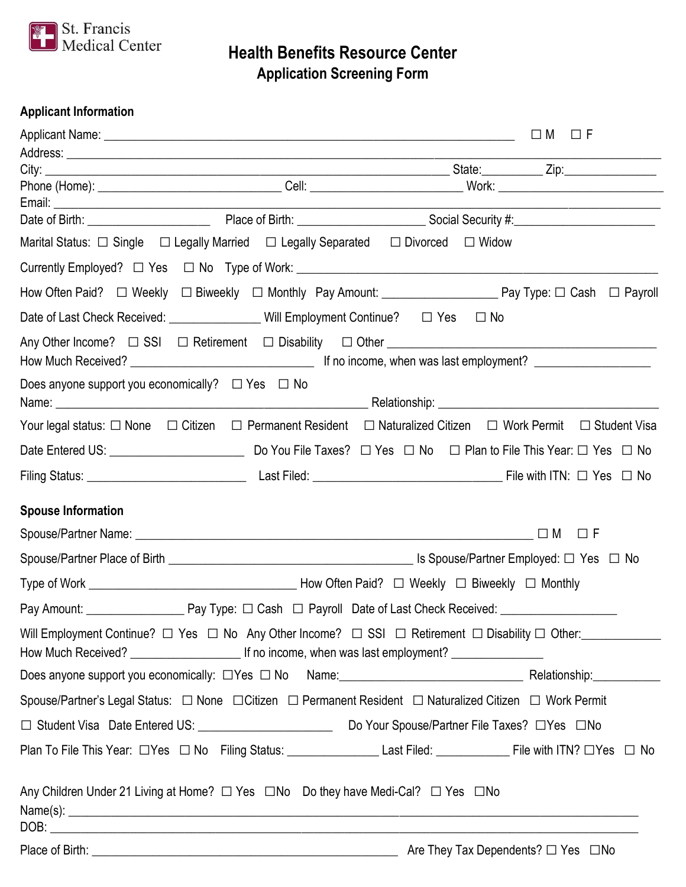St. Francis Medical Center

# Health Benefits Resource Center

## Application Screening Form

### Applicant Information

Applicant Name: ______________________________________________ ☐ M ☐ F

Address: ______________________________________________

City: ______________________________________________ State:_________ Zip:______________

Phone (Home): ____________________________ Cell: ______________________ Work: ________________________

Email: ______________________________________________

Date of Birth: ___________________ Place of Birth: ___________________ Social Security #:______________________

Marital Status: ☐ Single ☐ Legally Married ☐ Legally Separated ☐ Divorced ☐ Widow

Currently Employed? ☐ Yes ☐ No Type of Work: ______________________________________________

How Often Paid? ☐ Weekly ☐ Biweekly ☐ Monthly Pay Amount: _________________ Pay Type: ☐ Cash ☐ Payroll

Date of Last Check Received: ______________ Will Employment Continue? ☐ Yes ☐ No

Any Other Income? ☐ SSI ☐ Retirement ☐ Disability ☐ Other ________________________________________

How Much Received? ____________________________ If no income, when was last employment? __________________

Does anyone support you economically? ☐ Yes ☐ No

Name: ______________________________________________ Relationship: __________________________________

Your legal status: ☐ None ☐ Citizen ☐ Permanent Resident ☐ Naturalized Citizen ☐ Work Permit ☐ Student Visa

Date Entered US: _____________________ Do You File Taxes? ☐ Yes ☐ No ☐ Plan to File This Year: ☐ Yes ☐ No

Filing Status: ________________________ Last Filed: _____________________________ File with ITN: ☐ Yes ☐ No

### Spouse Information

Spouse/Partner Name: ______________________________________________ ☐ M ☐ F

Spouse/Partner Place of Birth ________________________________________ Is Spouse/Partner Employed: ☐ Yes ☐ No

Type of Work ________________________________ How Often Paid? ☐ Weekly ☐ Biweekly ☐ Monthly

Pay Amount: _______________ Pay Type: ☐ Cash ☐ Payroll Date of Last Check Received: __________________

Will Employment Continue? ☐ Yes ☐ No Any Other Income? ☐ SSI ☐ Retirement ☐ Disability ☐ Other:_____________

How Much Received? _________________ If no income, when was last employment? ______________

Does anyone support you economically: ☐Yes ☐ No Name:_____________________________ Relationship:___________

Spouse/Partner's Legal Status: ☐ None ☐Citizen ☐ Permanent Resident ☐ Naturalized Citizen ☐ Work Permit

☐ Student Visa Date Entered US: _____________________ Do Your Spouse/Partner File Taxes? ☐Yes ☐No

Plan To File This Year: ☐Yes ☐ No Filing Status: ______________ Last Filed: ____________ File with ITN? ☐Yes ☐ No

Any Children Under 21 Living at Home? ☐ Yes ☐No Do they have Medi-Cal? ☐ Yes ☐No

Name(s): ______________________________________________

DOB: ______________________________________________

Place of Birth: ______________________________________________ Are They Tax Dependents? ☐ Yes ☐No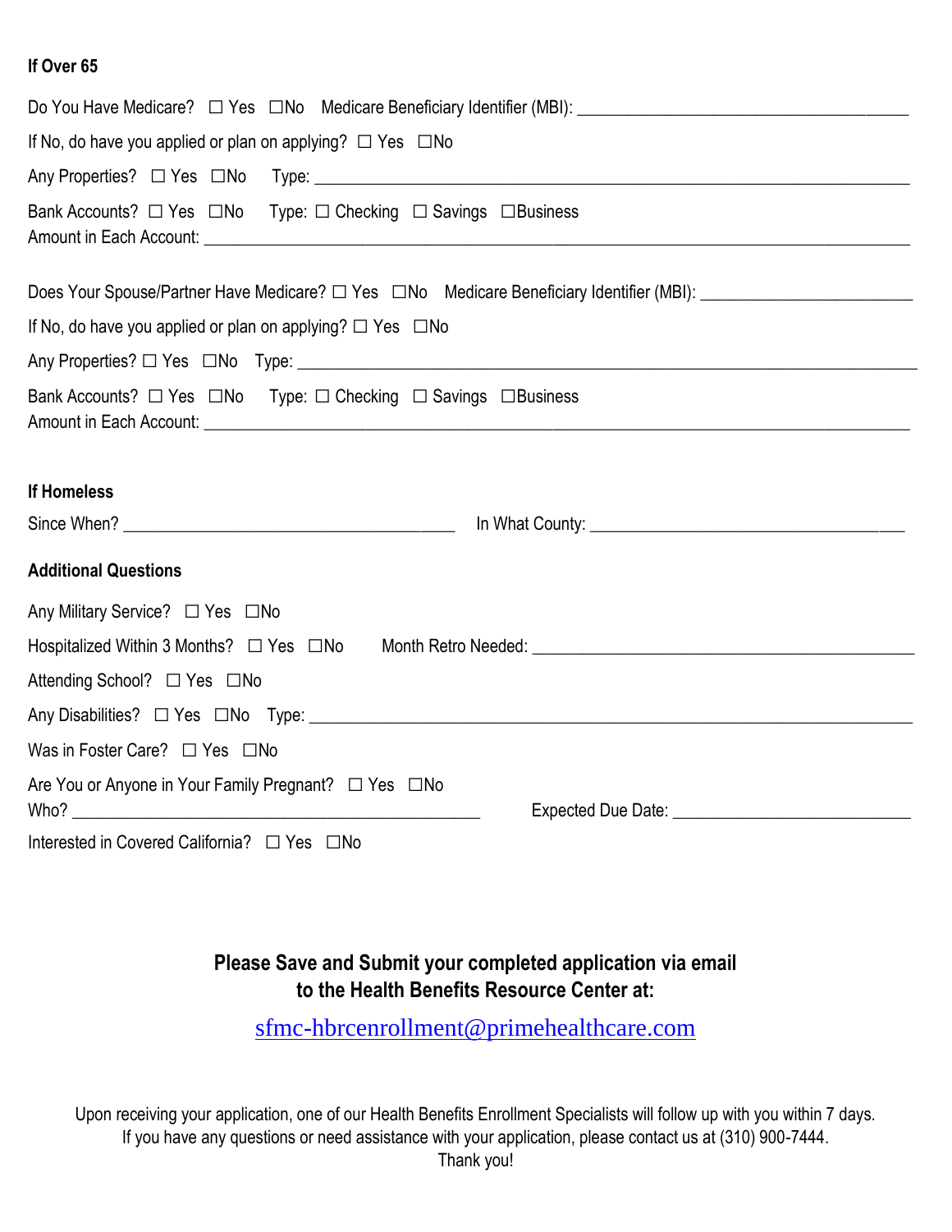**If Over 65**

Do You Have Medicare? ☐ Yes ☐No Medicare Beneficiary Identifier (MBI): ______________________________________

If No, do have you applied or plan on applying? ☐ Yes ☐No

Any Properties? ☐ Yes ☐No Type: ______________________________________________________________

Bank Accounts? ☐ Yes ☐No Type: ☐ Checking ☐ Savings ☐Business
Amount in Each Account: ______________________________________________________________________

Does Your Spouse/Partner Have Medicare? ☐ Yes ☐No Medicare Beneficiary Identifier (MBI): ________________________

If No, do have you applied or plan on applying? ☐ Yes ☐No

Any Properties? ☐ Yes ☐No Type: ______________________________________________________________

Bank Accounts? ☐ Yes ☐No Type: ☐ Checking ☐ Savings ☐Business
Amount in Each Account: ______________________________________________________________________

**If Homeless**

Since When? ______________________________________ In What County: ____________________________________

**Additional Questions**

Any Military Service? ☐ Yes ☐No

Hospitalized Within 3 Months? ☐ Yes ☐No Month Retro Needed: ____________________________________________

Attending School? ☐ Yes ☐No

Any Disabilities? ☐ Yes ☐No Type: ____________________________________________________________

Was in Foster Care? ☐ Yes ☐No

Are You or Anyone in Your Family Pregnant? ☐ Yes ☐No
Who? ______________________________________________ Expected Due Date: ___________________________

Interested in Covered California? ☐ Yes ☐No

**Please Save and Submit your completed application via email to the Health Benefits Resource Center at:**

sfmc-hbrcenrollment@primehealthcare.com

Upon receiving your application, one of our Health Benefits Enrollment Specialists will follow up with you within 7 days.
If you have any questions or need assistance with your application, please contact us at (310) 900-7444.
Thank you!